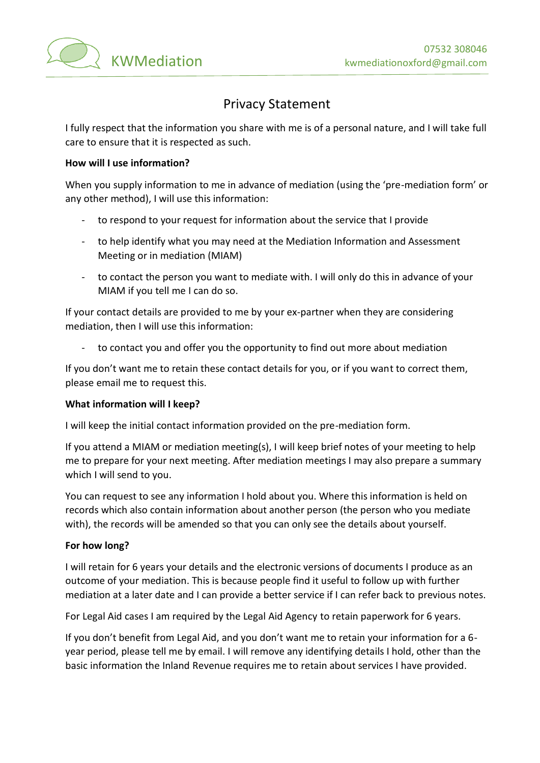KWMediation

07532 308046
kwmediationoxford@gmail.com

# Privacy Statement

I fully respect that the information you share with me is of a personal nature, and I will take full care to ensure that it is respected as such.

**How will I use information?**

When you supply information to me in advance of mediation (using the 'pre-mediation form' or any other method), I will use this information:

- to respond to your request for information about the service that I provide
- to help identify what you may need at the Mediation Information and Assessment Meeting or in mediation (MIAM)
- to contact the person you want to mediate with. I will only do this in advance of your MIAM if you tell me I can do so.

If your contact details are provided to me by your ex-partner when they are considering mediation, then I will use this information:

- to contact you and offer you the opportunity to find out more about mediation

If you don't want me to retain these contact details for you, or if you want to correct them, please email me to request this.

**What information will I keep?**

I will keep the initial contact information provided on the pre-mediation form.

If you attend a MIAM or mediation meeting(s), I will keep brief notes of your meeting to help me to prepare for your next meeting. After mediation meetings I may also prepare a summary which I will send to you.

You can request to see any information I hold about you. Where this information is held on records which also contain information about another person (the person who you mediate with), the records will be amended so that you can only see the details about yourself.

**For how long?**

I will retain for 6 years your details and the electronic versions of documents I produce as an outcome of your mediation. This is because people find it useful to follow up with further mediation at a later date and I can provide a better service if I can refer back to previous notes.

For Legal Aid cases I am required by the Legal Aid Agency to retain paperwork for 6 years.

If you don't benefit from Legal Aid, and you don't want me to retain your information for a 6-year period, please tell me by email. I will remove any identifying details I hold, other than the basic information the Inland Revenue requires me to retain about services I have provided.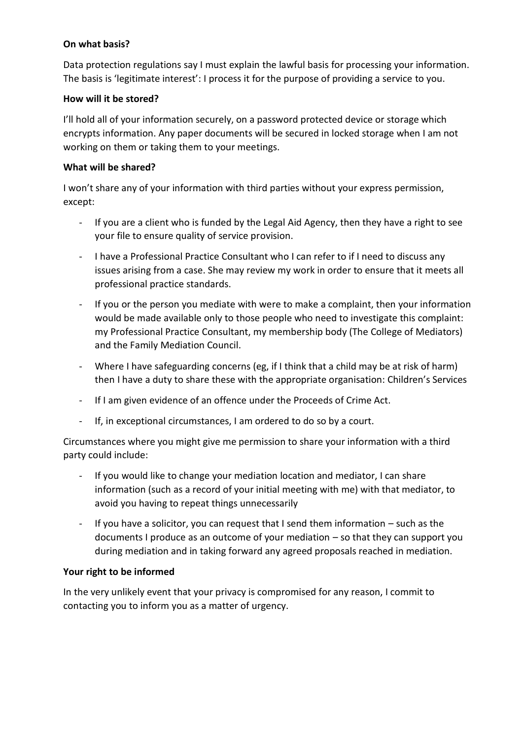**On what basis?**

Data protection regulations say I must explain the lawful basis for processing your information. The basis is 'legitimate interest': I process it for the purpose of providing a service to you.

**How will it be stored?**

I'll hold all of your information securely, on a password protected device or storage which encrypts information. Any paper documents will be secured in locked storage when I am not working on them or taking them to your meetings.

**What will be shared?**

I won't share any of your information with third parties without your express permission, except:

- If you are a client who is funded by the Legal Aid Agency, then they have a right to see your file to ensure quality of service provision.
- I have a Professional Practice Consultant who I can refer to if I need to discuss any issues arising from a case. She may review my work in order to ensure that it meets all professional practice standards.
- If you or the person you mediate with were to make a complaint, then your information would be made available only to those people who need to investigate this complaint: my Professional Practice Consultant, my membership body (The College of Mediators) and the Family Mediation Council.
- Where I have safeguarding concerns (eg, if I think that a child may be at risk of harm) then I have a duty to share these with the appropriate organisation: Children's Services
- If I am given evidence of an offence under the Proceeds of Crime Act.
- If, in exceptional circumstances, I am ordered to do so by a court.

Circumstances where you might give me permission to share your information with a third party could include:

- If you would like to change your mediation location and mediator, I can share information (such as a record of your initial meeting with me) with that mediator, to avoid you having to repeat things unnecessarily
- If you have a solicitor, you can request that I send them information – such as the documents I produce as an outcome of your mediation – so that they can support you during mediation and in taking forward any agreed proposals reached in mediation.

**Your right to be informed**

In the very unlikely event that your privacy is compromised for any reason, I commit to contacting you to inform you as a matter of urgency.